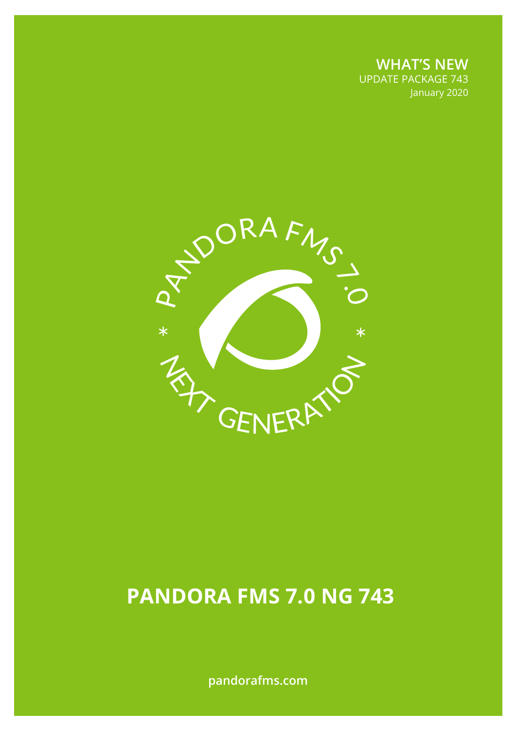**WHAT'S NEW**
UPDATE PACKAGE 743
January 2020

PANDORA FMS 7.0 * NEXT GENERATION *

# PANDORA FMS 7.0 NG 743

pandorafms.com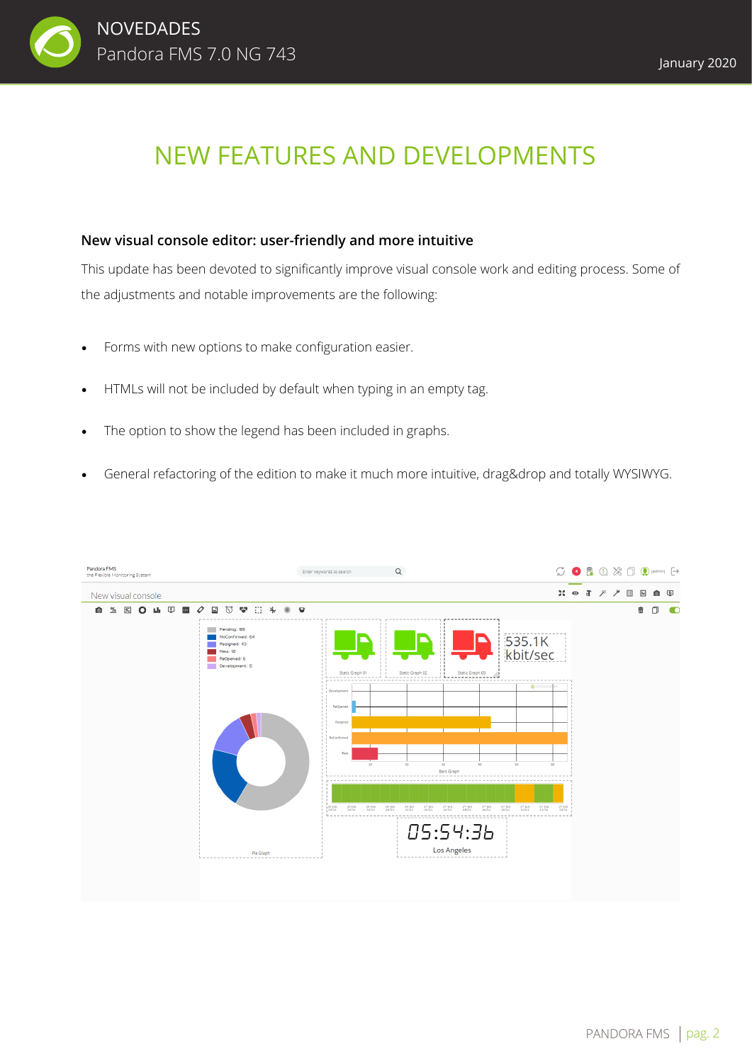# NEW FEATURES AND DEVELOPMENTS

### New visual console editor: user-friendly and more intuitive

This update has been devoted to significantly improve visual console work and editing process. Some of the adjustments and notable improvements are the following:

- Forms with new options to make configuration easier.
- HTMLs will not be included by default when typing in an empty tag.
- The option to show the legend has been included in graphs.
- General refactoring of the edition to make it much more intuitive, drag&drop and totally WYSIWYG.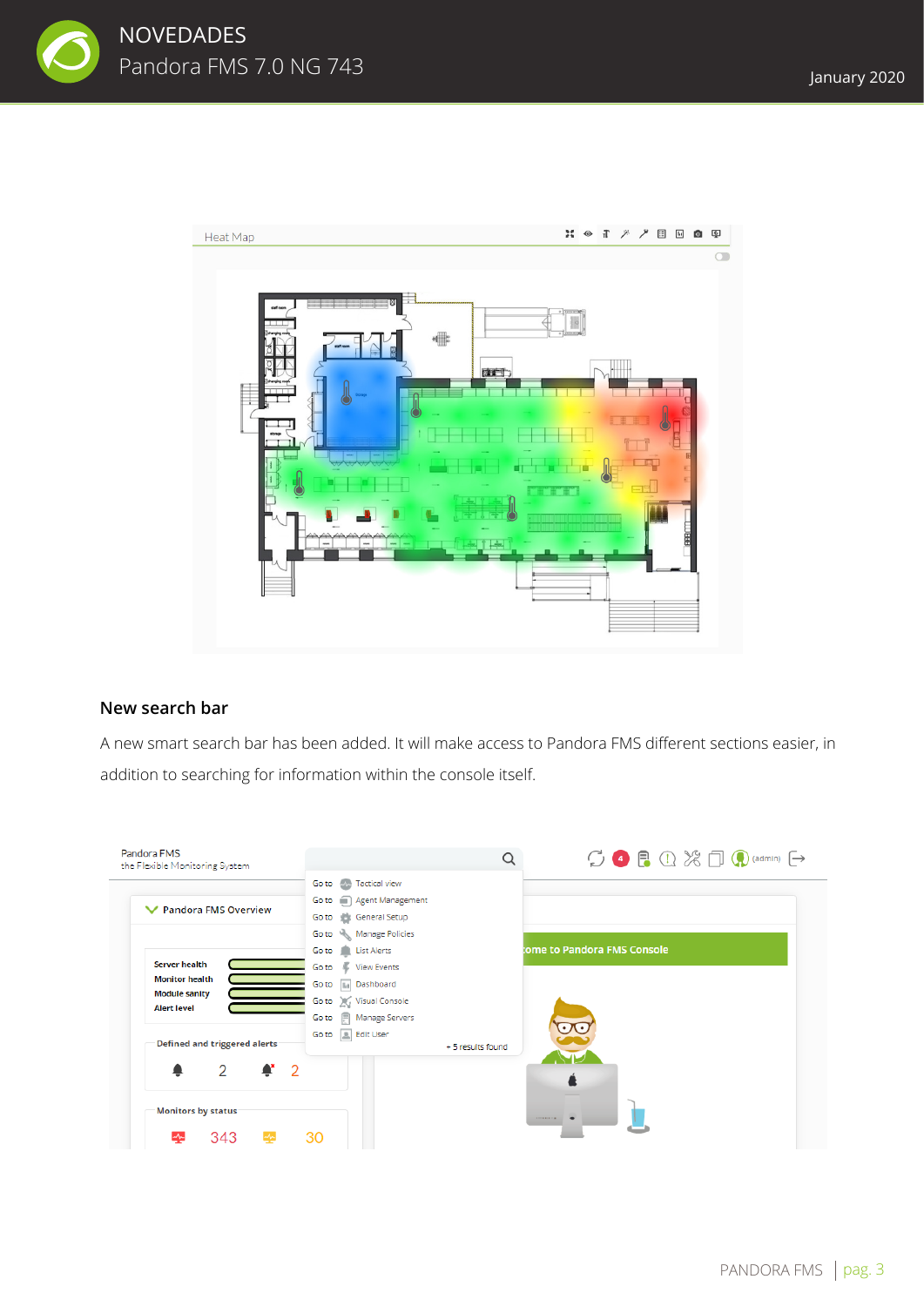## New search bar

A new smart search bar has been added. It will make access to Pandora FMS different sections easier, in addition to searching for information within the console itself.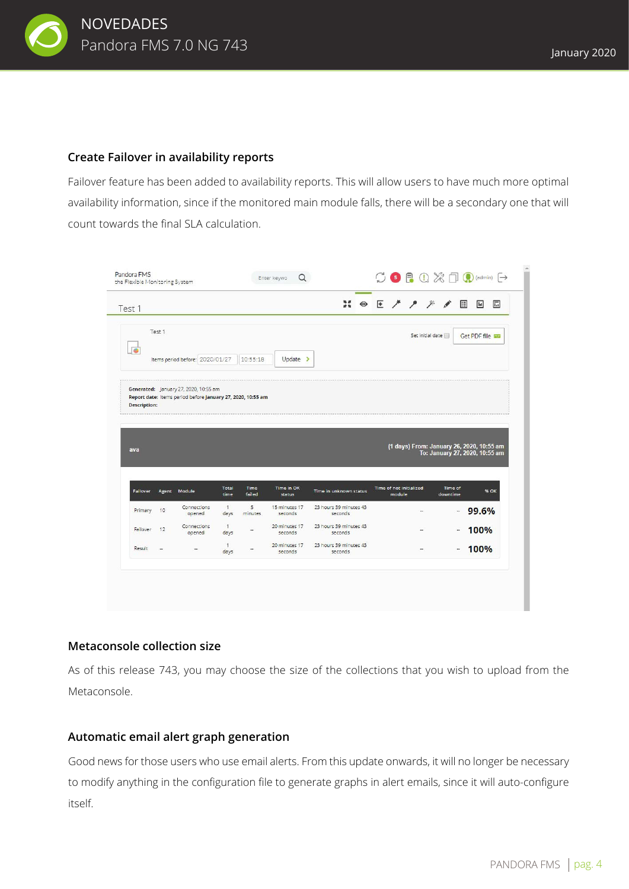## Create Failover in availability reports

Failover feature has been added to availability reports. This will allow users to have much more optimal availability information, since if the monitored main module falls, there will be a secondary one that will count towards the final SLA calculation.

## Metaconsole collection size

As of this release 743, you may choose the size of the collections that you wish to upload from the Metaconsole.

## Automatic email alert graph generation

Good news for those users who use email alerts. From this update onwards, it will no longer be necessary to modify anything in the configuration file to generate graphs in alert emails, since it will auto-configure itself.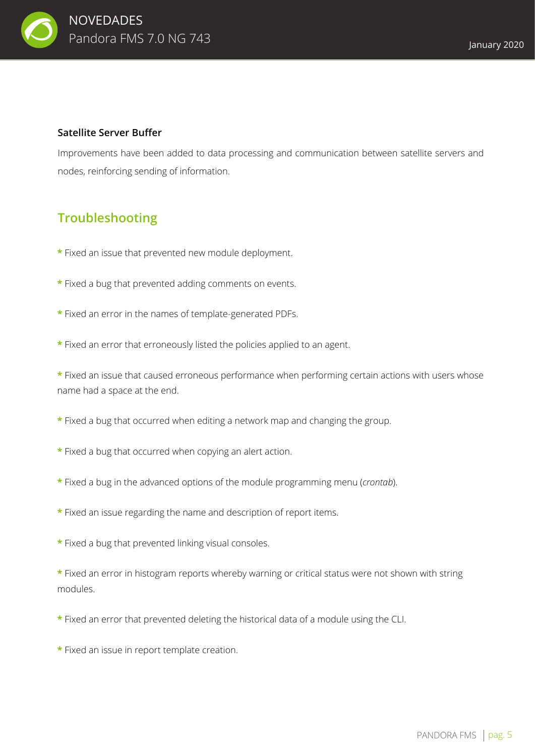### Satellite Server Buffer

Improvements have been added to data processing and communication between satellite servers and nodes, reinforcing sending of information.

## Troubleshooting

* Fixed an issue that prevented new module deployment.

* Fixed a bug that prevented adding comments on events.

* Fixed an error in the names of template-generated PDFs.

* Fixed an error that erroneously listed the policies applied to an agent.

* Fixed an issue that caused erroneous performance when performing certain actions with users whose name had a space at the end.

* Fixed a bug that occurred when editing a network map and changing the group.

* Fixed a bug that occurred when copying an alert action.

* Fixed a bug in the advanced options of the module programming menu (*crontab*).

* Fixed an issue regarding the name and description of report items.

* Fixed a bug that prevented linking visual consoles.

* Fixed an error in histogram reports whereby warning or critical status were not shown with string modules.

* Fixed an error that prevented deleting the historical data of a module using the CLI.

* Fixed an issue in report template creation.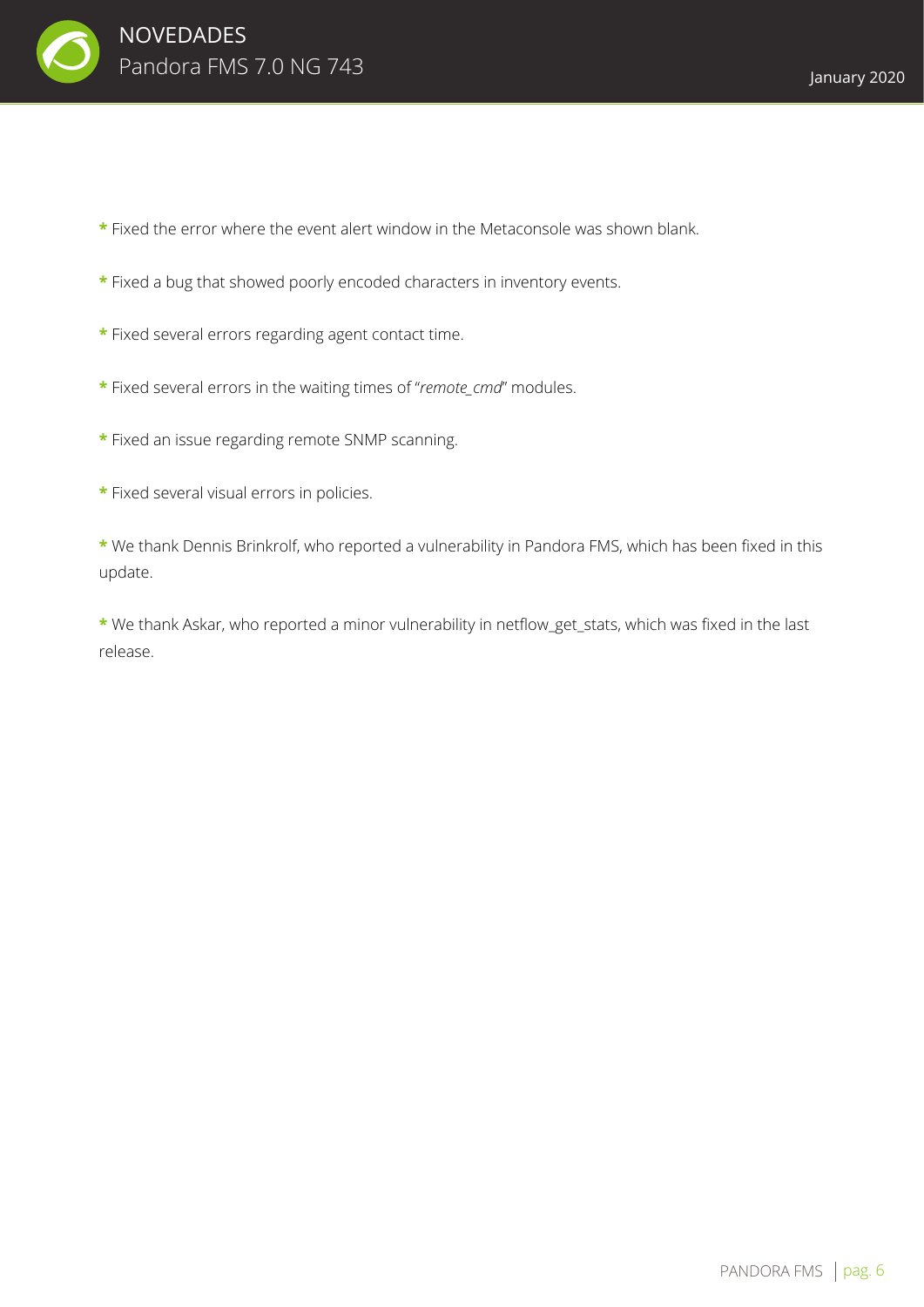* Fixed the error where the event alert window in the Metaconsole was shown blank.

* Fixed a bug that showed poorly encoded characters in inventory events.

* Fixed several errors regarding agent contact time.

* Fixed several errors in the waiting times of "*remote_cmd*" modules.

* Fixed an issue regarding remote SNMP scanning.

* Fixed several visual errors in policies.

* We thank Dennis Brinkrolf, who reported a vulnerability in Pandora FMS, which has been fixed in this update.

* We thank Askar, who reported a minor vulnerability in netflow_get_stats, which was fixed in the last release.